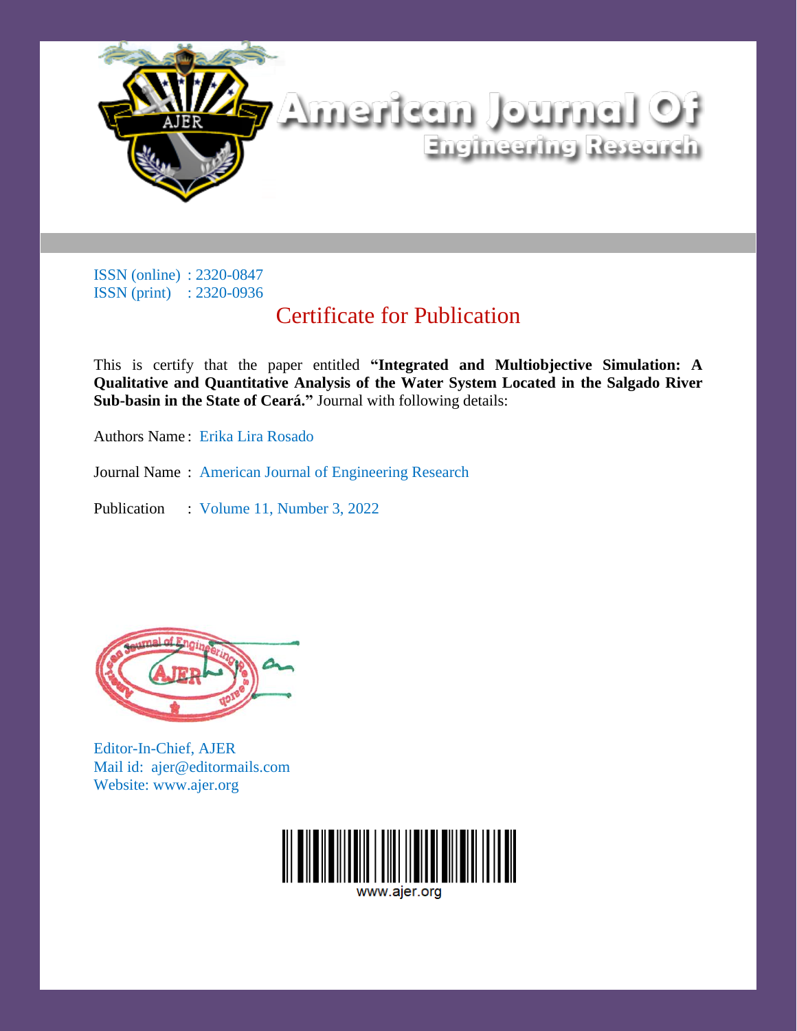# American Journal Of Engineering Research

ISSN (online) : 2320-0847
ISSN (print) : 2320-0936

## Certificate for Publication

This is certify that the paper entitled **"Integrated and Multiobjective Simulation: A Qualitative and Quantitative Analysis of the Water System Located in the Salgado River Sub-basin in the State of Ceará."** Journal with following details:

Authors Name : Erika Lira Rosado

Journal Name : American Journal of Engineering Research

Publication : Volume 11, Number 3, 2022

Editor-In-Chief, AJER
Mail id: ajer@editormails.com
Website: www.ajer.org

www.ajer.org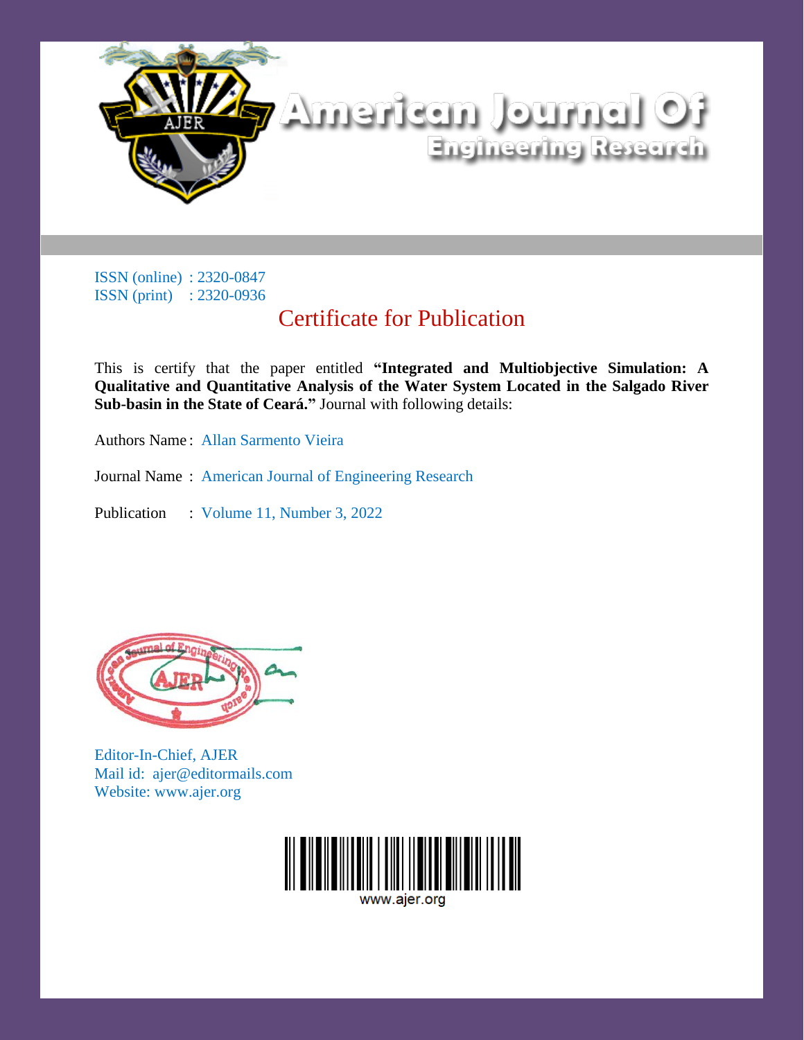# American Journal Of Engineering Research

ISSN (online) : 2320-0847
ISSN (print) : 2320-0936

## Certificate for Publication

This is certify that the paper entitled **"Integrated and Multiobjective Simulation: A Qualitative and Quantitative Analysis of the Water System Located in the Salgado River Sub-basin in the State of Ceará."** Journal with following details:

Authors Name : Allan Sarmento Vieira

Journal Name : American Journal of Engineering Research

Publication : Volume 11, Number 3, 2022

Editor-In-Chief, AJER
Mail id: ajer@editormails.com
Website: www.ajer.org

www.ajer.org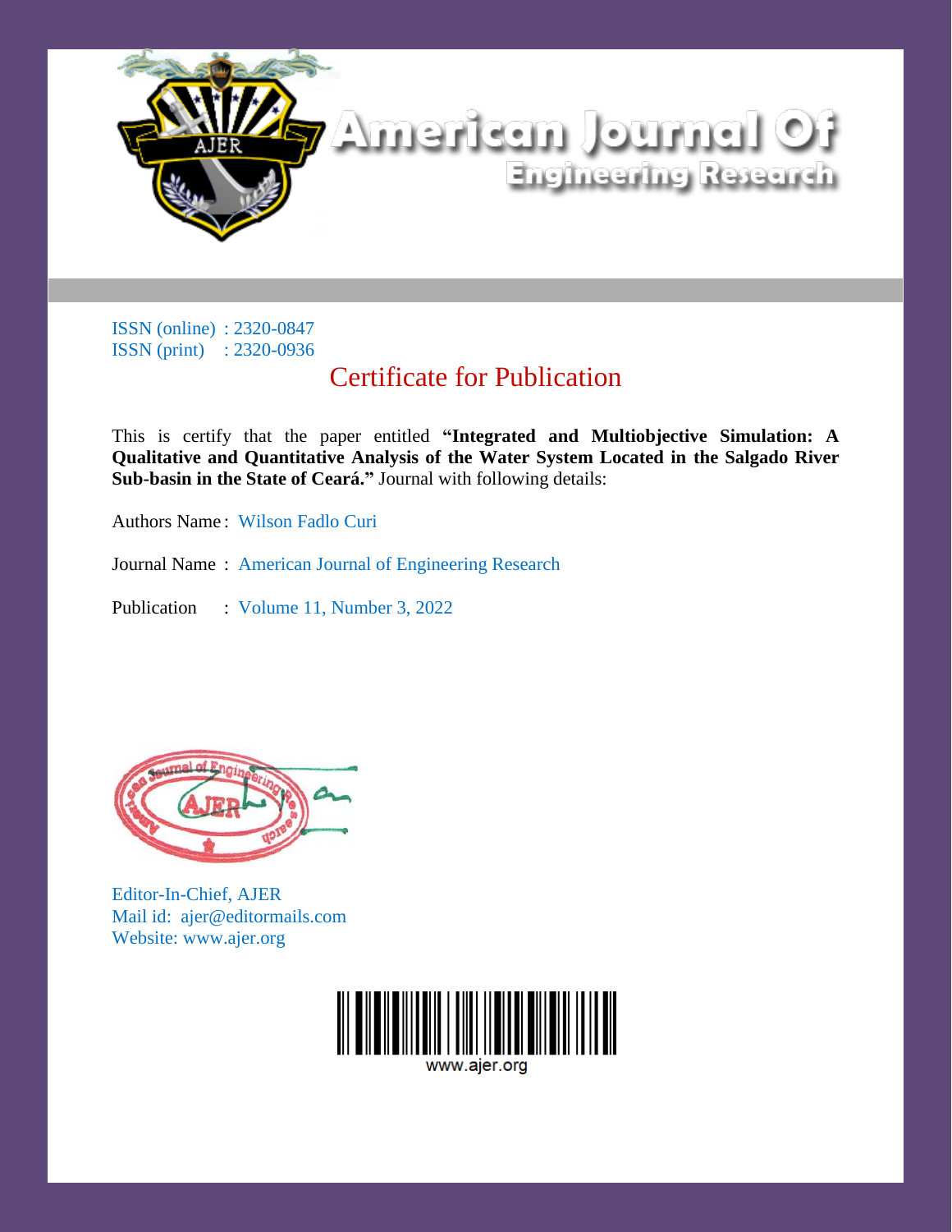# American Journal Of Engineering Research

ISSN (online) : 2320-0847
ISSN (print) : 2320-0936

## Certificate for Publication

This is certify that the paper entitled **"Integrated and Multiobjective Simulation: A Qualitative and Quantitative Analysis of the Water System Located in the Salgado River Sub-basin in the State of Ceará."** Journal with following details:

Authors Name : Wilson Fadlo Curi

Journal Name : American Journal of Engineering Research

Publication : Volume 11, Number 3, 2022

Editor-In-Chief, AJER
Mail id: ajer@editormails.com
Website: www.ajer.org

www.ajer.org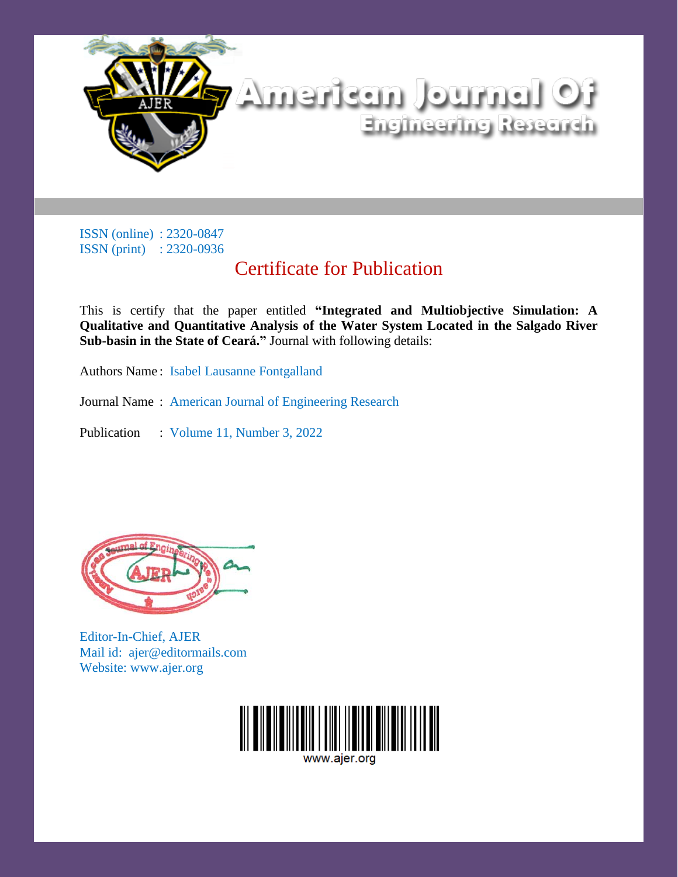# American Journal Of Engineering Research

ISSN (online) : 2320-0847
ISSN (print) : 2320-0936

## Certificate for Publication

This is certify that the paper entitled **"Integrated and Multiobjective Simulation: A Qualitative and Quantitative Analysis of the Water System Located in the Salgado River Sub-basin in the State of Ceará."** Journal with following details:

Authors Name : Isabel Lausanne Fontgalland

Journal Name : American Journal of Engineering Research

Publication : Volume 11, Number 3, 2022

Editor-In-Chief, AJER
Mail id: ajer@editormails.com
Website: www.ajer.org

www.ajer.org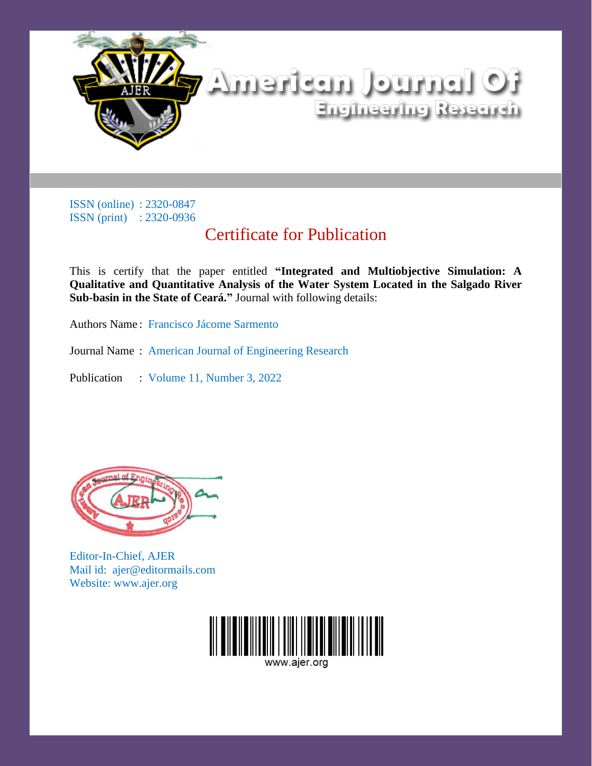# American Journal Of Engineering Research

ISSN (online) : 2320-0847
ISSN (print) : 2320-0936

## Certificate for Publication

This is certify that the paper entitled **"Integrated and Multiobjective Simulation: A Qualitative and Quantitative Analysis of the Water System Located in the Salgado River Sub-basin in the State of Ceará."** Journal with following details:

Authors Name : Francisco Jácome Sarmento

Journal Name : American Journal of Engineering Research

Publication : Volume 11, Number 3, 2022

Editor-In-Chief, AJER
Mail id: ajer@editormails.com
Website: www.ajer.org

www.ajer.org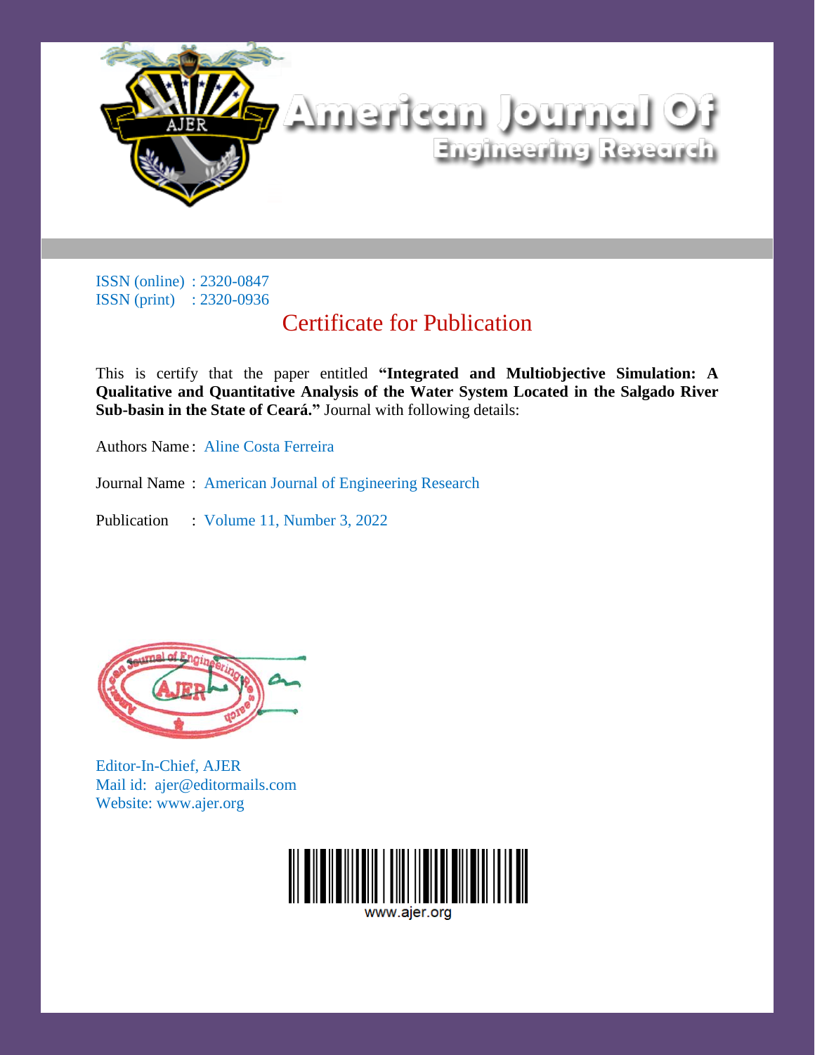# American Journal Of Engineering Research

ISSN (online) : 2320-0847
ISSN (print) : 2320-0936

## Certificate for Publication

This is certify that the paper entitled **"Integrated and Multiobjective Simulation: A Qualitative and Quantitative Analysis of the Water System Located in the Salgado River Sub-basin in the State of Ceará."** Journal with following details:

Authors Name : Aline Costa Ferreira

Journal Name : American Journal of Engineering Research

Publication : Volume 11, Number 3, 2022

Editor-In-Chief, AJER
Mail id: ajer@editormails.com
Website: www.ajer.org

www.ajer.org